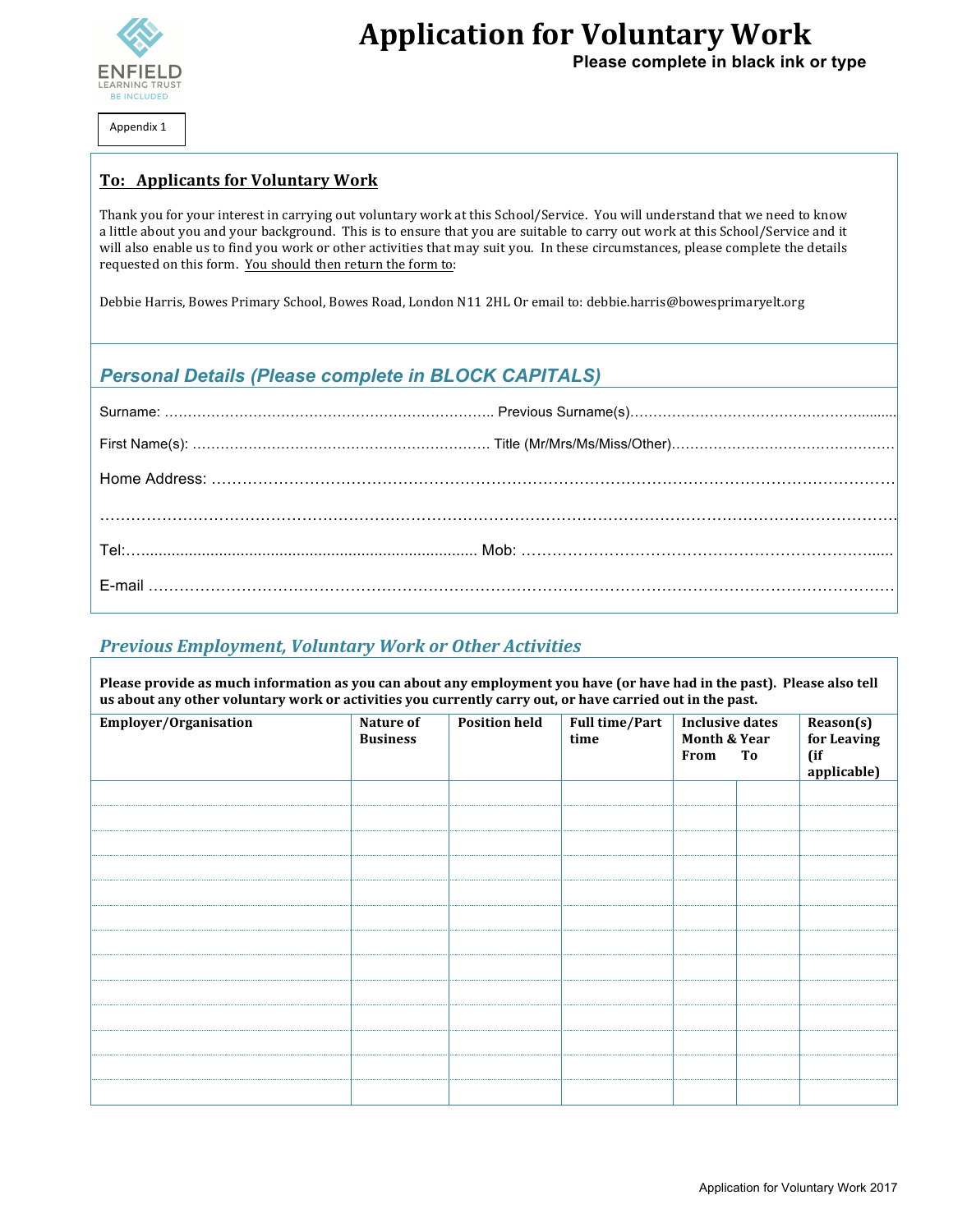ENFIELD
LEARNING TRUST
BE INCLUDED

Appendix 1

# Application for Voluntary Work

**Please complete in black ink or type**

## To: Applicants for Voluntary Work

Thank you for your interest in carrying out voluntary work at this School/Service. You will understand that we need to know a little about you and your background. This is to ensure that you are suitable to carry out work at this School/Service and it will also enable us to find you work or other activities that may suit you. In these circumstances, please complete the details requested on this form. You should then return the form to:

Debbie Harris, Bowes Primary School, Bowes Road, London N11 2HL Or email to: debbie.harris@bowesprimaryelt.org

## *Personal Details (Please complete in BLOCK CAPITALS)*

Surname: ………………………………………………………………… Previous Surname(s)……………………………………………………

First Name(s): ……………………………………………………… Title (Mr/Mrs/Ms/Miss/Other)…………………………………………

Home Address: ……………………………………………………………………………………………………………………………

……………………………………………………………………………………………………………………………………………

Tel:……………………………………………………………………… Mob: ……………………………………………………………

E-mail ……………………………………………………………………………………………………………………………………

## *Previous Employment, Voluntary Work or Other Activities*

**Please provide as much information as you can about any employment you have (or have had in the past). Please also tell us about any other voluntary work or activities you currently carry out, or have carried out in the past.**

| Employer/Organisation | Nature of Business | Position held | Full time/Part time | Inclusive dates Month & Year From | To | Reason(s) for Leaving (if applicable) |
|---|---|---|---|---|---|---|
| | | | | | | |
| | | | | | | |
| | | | | | | |
| | | | | | | |
| | | | | | | |
| | | | | | | |
| | | | | | | |
| | | | | | | |
| | | | | | | |
| | | | | | | |
| | | | | | | |
| | | | | | | |
| | | | | | | |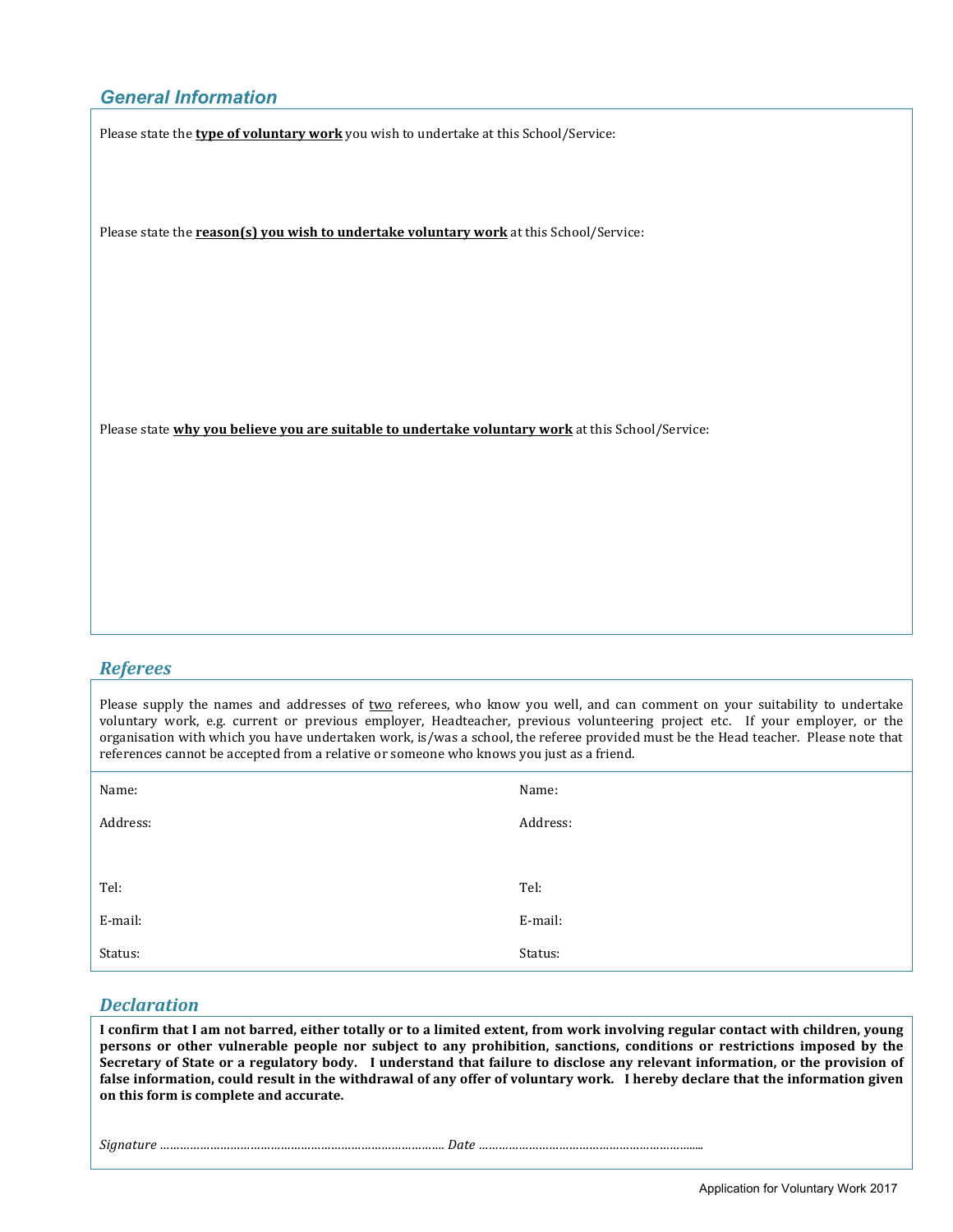## *General Information*

Please state the **type of voluntary work** you wish to undertake at this School/Service:

Please state the **reason(s) you wish to undertake voluntary work** at this School/Service:

Please state **why you believe you are suitable to undertake voluntary work** at this School/Service:

## *Referees*

Please supply the names and addresses of two referees, who know you well, and can comment on your suitability to undertake voluntary work, e.g. current or previous employer, Headteacher, previous volunteering project etc. If your employer, or the organisation with which you have undertaken work, is/was a school, the referee provided must be the Head teacher. Please note that references cannot be accepted from a relative or someone who knows you just as a friend.

| | |
|---|---|
| Name: | Name: |
| Address: | Address: |
| Tel: | Tel: |
| E-mail: | E-mail: |
| Status: | Status: |

## *Declaration*

**I confirm that I am not barred, either totally or to a limited extent, from work involving regular contact with children, young persons or other vulnerable people nor subject to any prohibition, sanctions, conditions or restrictions imposed by the Secretary of State or a regulatory body. I understand that failure to disclose any relevant information, or the provision of false information, could result in the withdrawal of any offer of voluntary work. I hereby declare that the information given on this form is complete and accurate.**

*Signature ……………………………………………………………………….. Date …………………………………………………………...*

Application for Voluntary Work 2017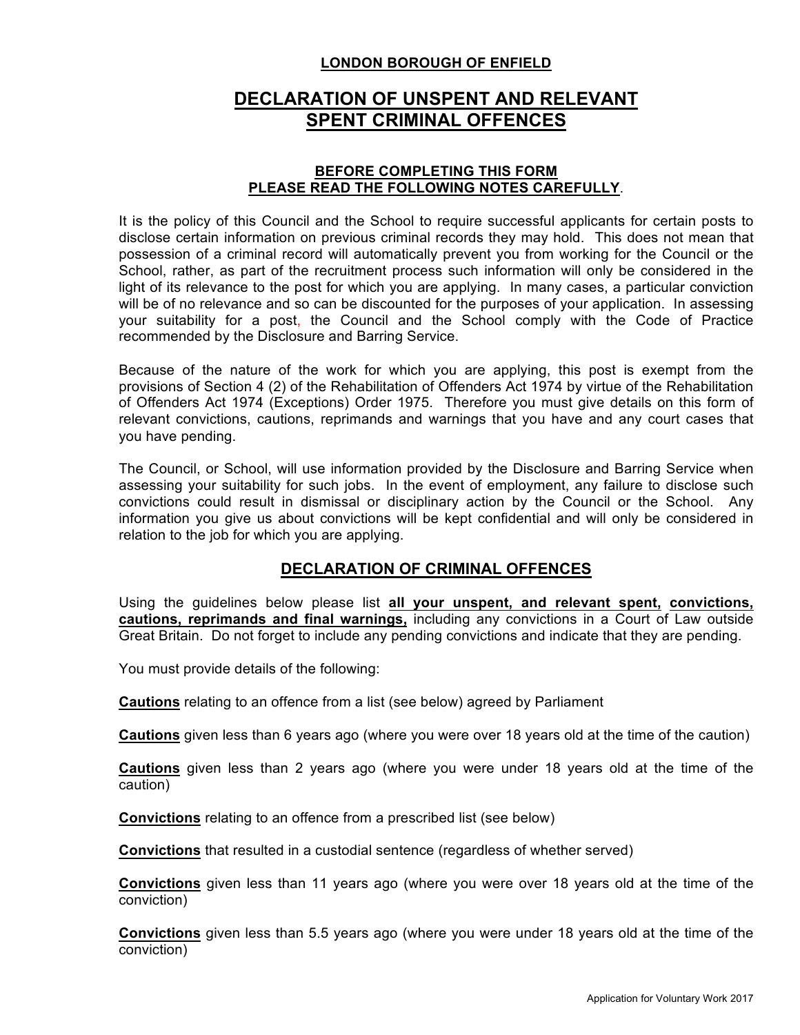**LONDON BOROUGH OF ENFIELD**

# DECLARATION OF UNSPENT AND RELEVANT SPENT CRIMINAL OFFENCES

### BEFORE COMPLETING THIS FORM PLEASE READ THE FOLLOWING NOTES CAREFULLY.

It is the policy of this Council and the School to require successful applicants for certain posts to disclose certain information on previous criminal records they may hold. This does not mean that possession of a criminal record will automatically prevent you from working for the Council or the School, rather, as part of the recruitment process such information will only be considered in the light of its relevance to the post for which you are applying. In many cases, a particular conviction will be of no relevance and so can be discounted for the purposes of your application. In assessing your suitability for a post, the Council and the School comply with the Code of Practice recommended by the Disclosure and Barring Service.

Because of the nature of the work for which you are applying, this post is exempt from the provisions of Section 4 (2) of the Rehabilitation of Offenders Act 1974 by virtue of the Rehabilitation of Offenders Act 1974 (Exceptions) Order 1975. Therefore you must give details on this form of relevant convictions, cautions, reprimands and warnings that you have and any court cases that you have pending.

The Council, or School, will use information provided by the Disclosure and Barring Service when assessing your suitability for such jobs. In the event of employment, any failure to disclose such convictions could result in dismissal or disciplinary action by the Council or the School. Any information you give us about convictions will be kept confidential and will only be considered in relation to the job for which you are applying.

## DECLARATION OF CRIMINAL OFFENCES

Using the guidelines below please list **all your unspent, and relevant spent, convictions, cautions, reprimands and final warnings,** including any convictions in a Court of Law outside Great Britain. Do not forget to include any pending convictions and indicate that they are pending.

You must provide details of the following:

**Cautions** relating to an offence from a list (see below) agreed by Parliament

**Cautions** given less than 6 years ago (where you were over 18 years old at the time of the caution)

**Cautions** given less than 2 years ago (where you were under 18 years old at the time of the caution)

**Convictions** relating to an offence from a prescribed list (see below)

**Convictions** that resulted in a custodial sentence (regardless of whether served)

**Convictions** given less than 11 years ago (where you were over 18 years old at the time of the conviction)

**Convictions** given less than 5.5 years ago (where you were under 18 years old at the time of the conviction)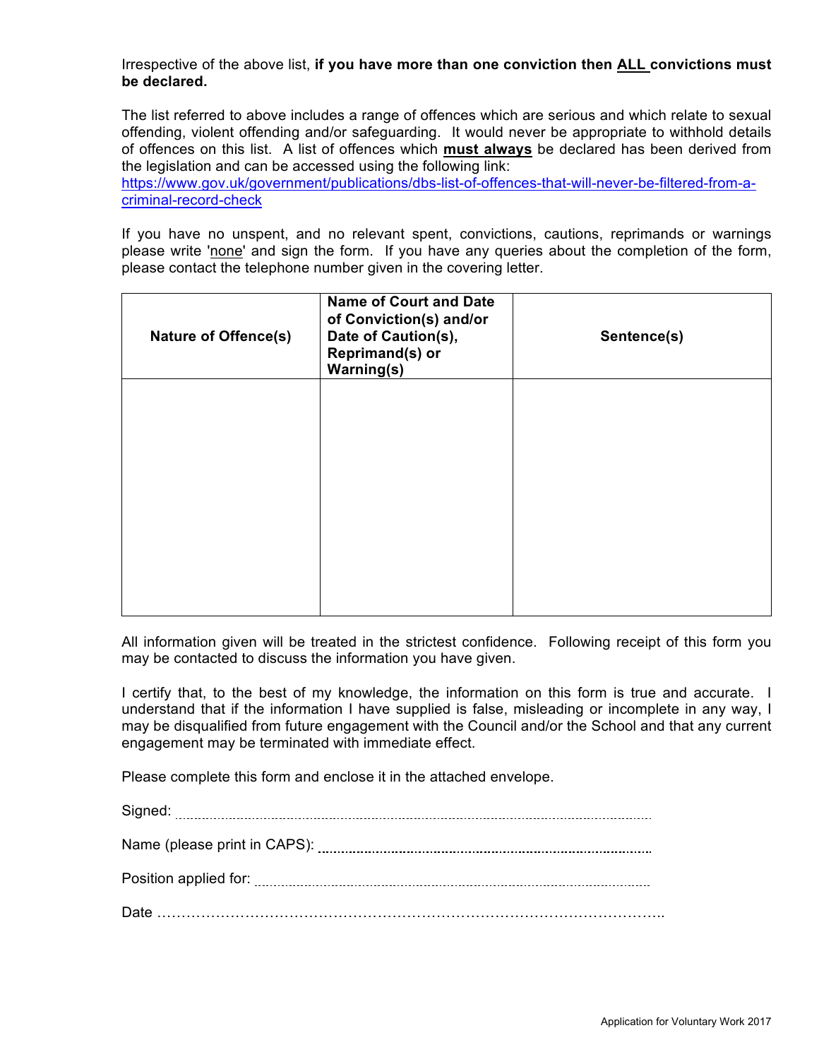Irrespective of the above list, **if you have more than one conviction then ALL convictions must be declared.**

The list referred to above includes a range of offences which are serious and which relate to sexual offending, violent offending and/or safeguarding. It would never be appropriate to withhold details of offences on this list. A list of offences which **must always** be declared has been derived from the legislation and can be accessed using the following link: https://www.gov.uk/government/publications/dbs-list-of-offences-that-will-never-be-filtered-from-a-criminal-record-check

If you have no unspent, and no relevant spent, convictions, cautions, reprimands or warnings please write 'none' and sign the form. If you have any queries about the completion of the form, please contact the telephone number given in the covering letter.

| Nature of Offence(s) | Name of Court and Date of Conviction(s) and/or Date of Caution(s), Reprimand(s) or Warning(s) | Sentence(s) |
|---|---|---|
| | | |

All information given will be treated in the strictest confidence. Following receipt of this form you may be contacted to discuss the information you have given.

I certify that, to the best of my knowledge, the information on this form is true and accurate. I understand that if the information I have supplied is false, misleading or incomplete in any way, I may be disqualified from future engagement with the Council and/or the School and that any current engagement may be terminated with immediate effect.

Please complete this form and enclose it in the attached envelope.

Signed: ..........................................................................................

Name (please print in CAPS): ..........................................................................................

Position applied for: ..........................................................................................

Date ..........................................................................................